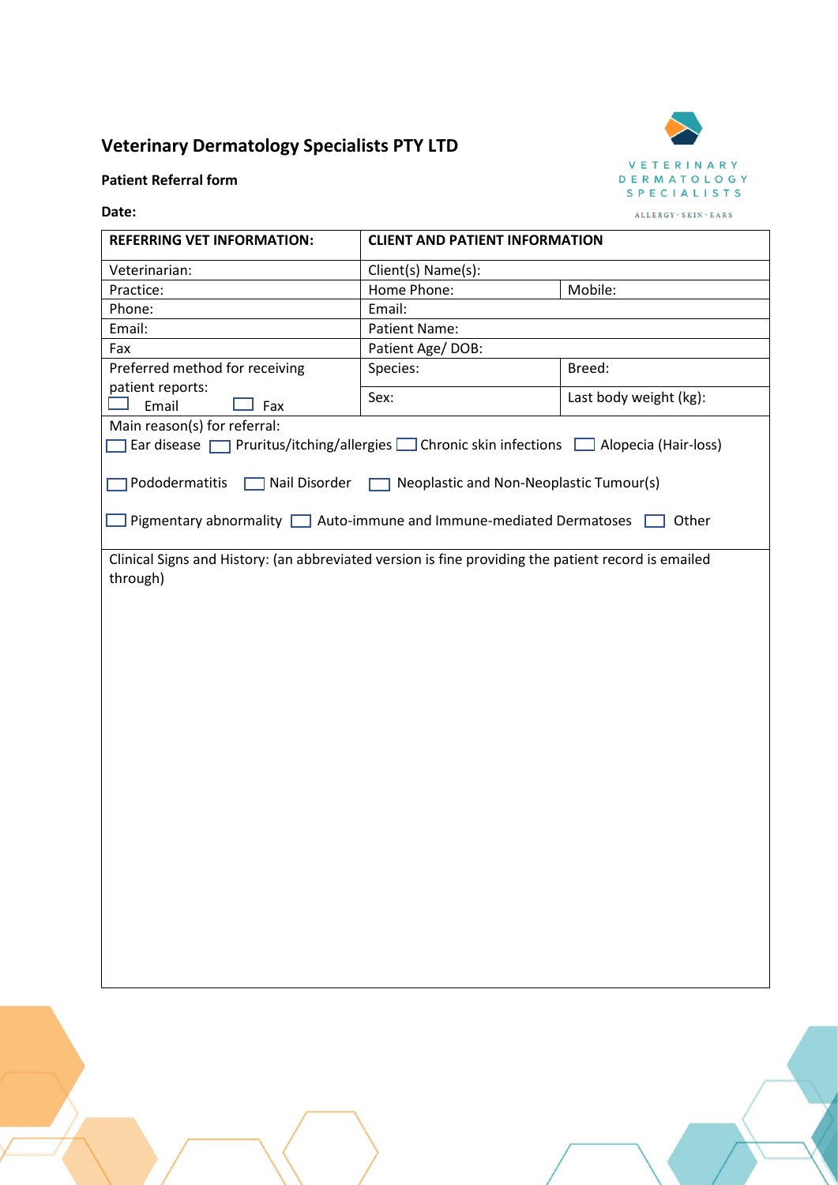# Veterinary Dermatology Specialists PTY LTD

**Patient Referral form**

**Date:**

| **REFERRING VET INFORMATION:** | **CLIENT AND PATIENT INFORMATION** | |
|---|---|---|
| Veterinarian: | Client(s) Name(s): | |
| Practice: | Home Phone: | Mobile: |
| Phone: | Email: | |
| Email: | Patient Name: | |
| Fax | Patient Age/ DOB: | |
| Preferred method for receiving patient reports: ☐ Email ☐ Fax | Species: | Breed: |
| | Sex: | Last body weight (kg): |

Main reason(s) for referral:

☐ Ear disease ☐ Pruritus/itching/allergies ☐ Chronic skin infections ☐ Alopecia (Hair-loss)

☐ Pododermatitis ☐ Nail Disorder ☐ Neoplastic and Non-Neoplastic Tumour(s)

☐ Pigmentary abnormality ☐ Auto-immune and Immune-mediated Dermatoses ☐ Other

Clinical Signs and History: (an abbreviated version is fine providing the patient record is emailed through)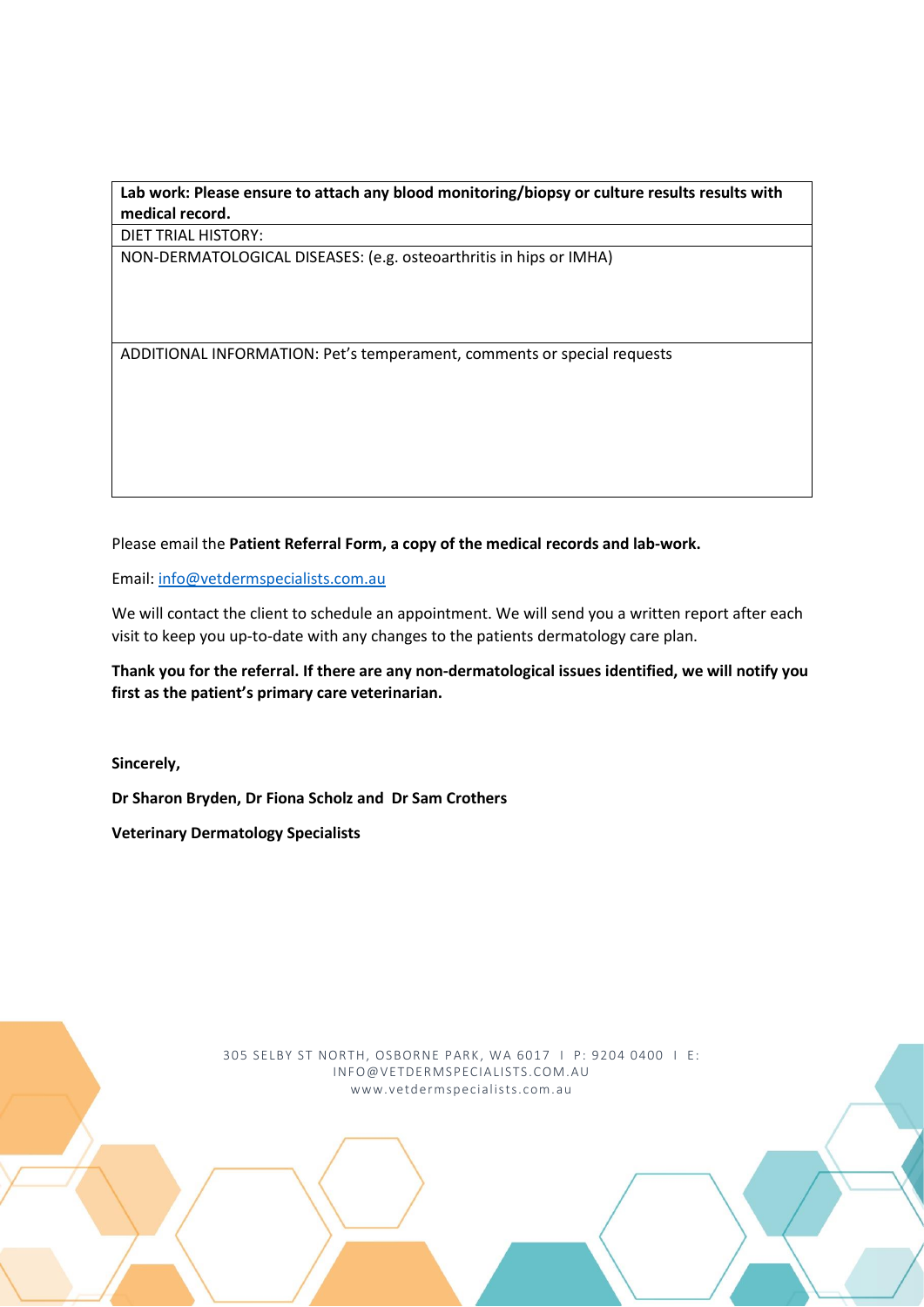| |
|---|
| **Lab work: Please ensure to attach any blood monitoring/biopsy or culture results results with medical record.** |
| DIET TRIAL HISTORY: |
| NON-DERMATOLOGICAL DISEASES: (e.g. osteoarthritis in hips or IMHA) |
| ADDITIONAL INFORMATION: Pet's temperament, comments or special requests |

Please email the **Patient Referral Form, a copy of the medical records and lab-work.**

Email: info@vetdermspecialists.com.au

We will contact the client to schedule an appointment. We will send you a written report after each visit to keep you up-to-date with any changes to the patients dermatology care plan.

**Thank you for the referral. If there are any non-dermatological issues identified, we will notify you first as the patient's primary care veterinarian.**

**Sincerely,**

**Dr Sharon Bryden, Dr Fiona Scholz and Dr Sam Crothers**

**Veterinary Dermatology Specialists**

305 SELBY ST NORTH, OSBORNE PARK, WA 6017 I P: 9204 0400 I E: INFO@VETDERMSPECIALISTS.COM.AU
www.vetdermspecialists.com.au